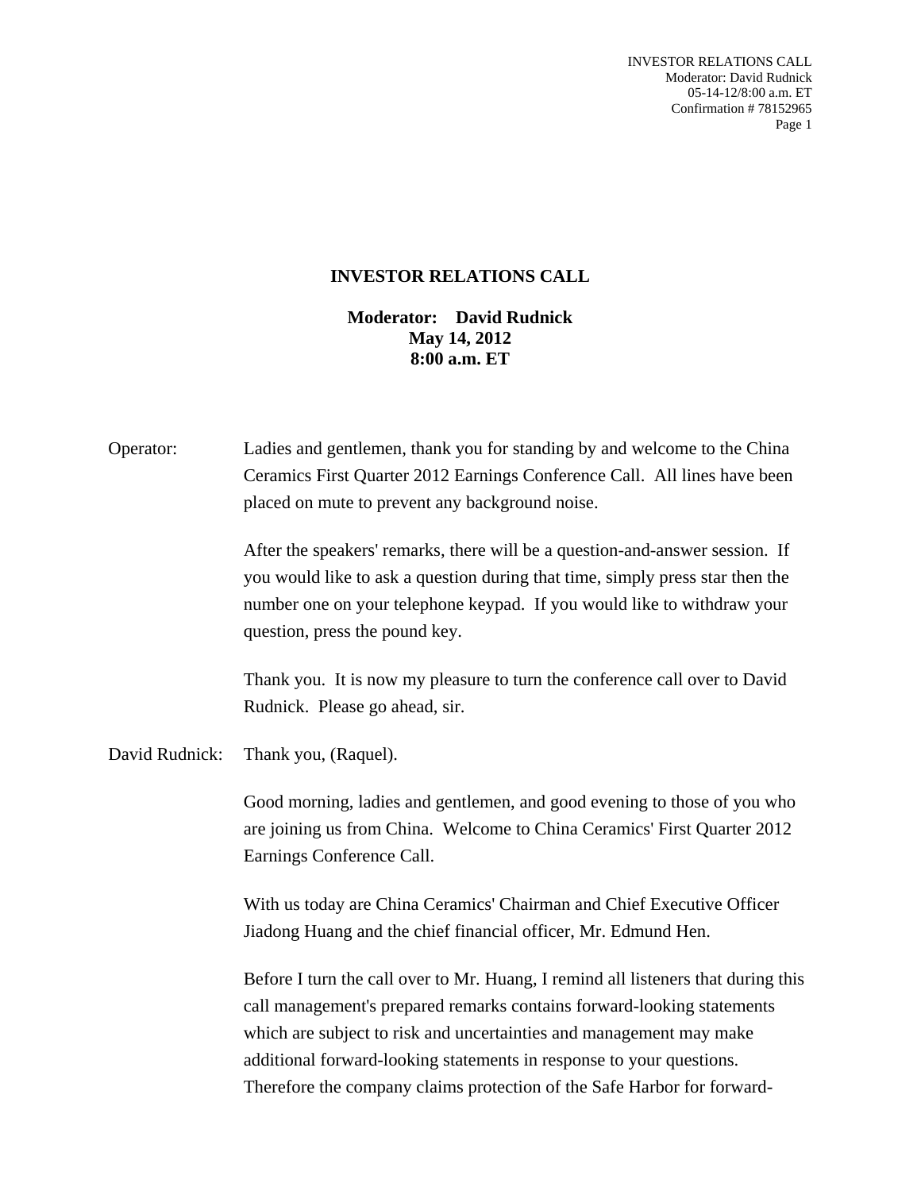# INVESTOR RELATIONS CALL

**Moderator: David Rudnick**
**May 14, 2012**
**8:00 a.m. ET**

Operator: Ladies and gentlemen, thank you for standing by and welcome to the China Ceramics First Quarter 2012 Earnings Conference Call. All lines have been placed on mute to prevent any background noise.

After the speakers' remarks, there will be a question-and-answer session. If you would like to ask a question during that time, simply press star then the number one on your telephone keypad. If you would like to withdraw your question, press the pound key.

Thank you. It is now my pleasure to turn the conference call over to David Rudnick. Please go ahead, sir.

David Rudnick: Thank you, (Raquel).

Good morning, ladies and gentlemen, and good evening to those of you who are joining us from China. Welcome to China Ceramics' First Quarter 2012 Earnings Conference Call.

With us today are China Ceramics' Chairman and Chief Executive Officer Jiadong Huang and the chief financial officer, Mr. Edmund Hen.

Before I turn the call over to Mr. Huang, I remind all listeners that during this call management's prepared remarks contains forward-looking statements which are subject to risk and uncertainties and management may make additional forward-looking statements in response to your questions. Therefore the company claims protection of the Safe Harbor for forward-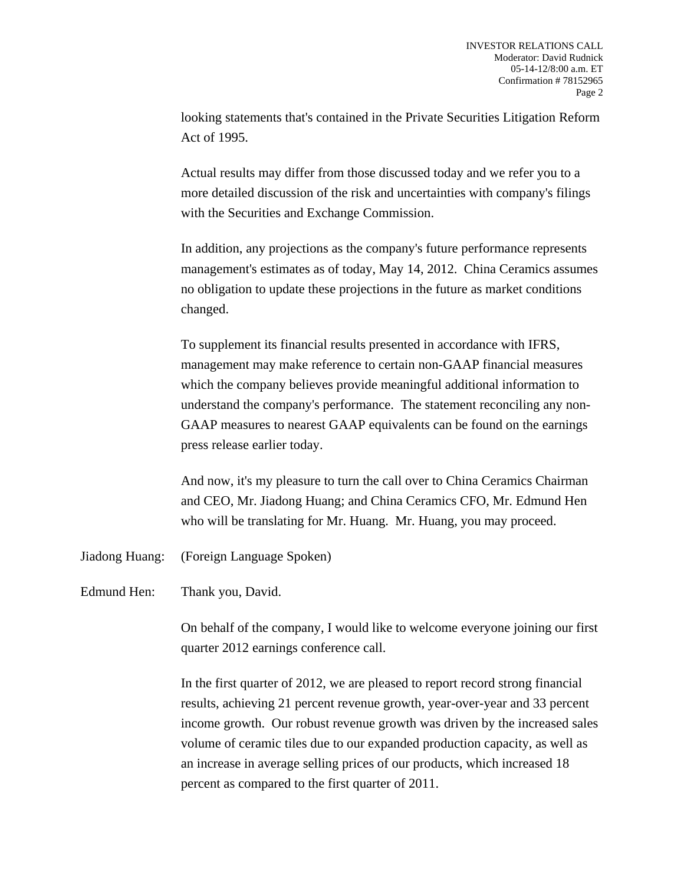looking statements that's contained in the Private Securities Litigation Reform Act of 1995.

Actual results may differ from those discussed today and we refer you to a more detailed discussion of the risk and uncertainties with company's filings with the Securities and Exchange Commission.

In addition, any projections as the company's future performance represents management's estimates as of today, May 14, 2012. China Ceramics assumes no obligation to update these projections in the future as market conditions changed.

To supplement its financial results presented in accordance with IFRS, management may make reference to certain non-GAAP financial measures which the company believes provide meaningful additional information to understand the company's performance. The statement reconciling any non-GAAP measures to nearest GAAP equivalents can be found on the earnings press release earlier today.

And now, it's my pleasure to turn the call over to China Ceramics Chairman and CEO, Mr. Jiadong Huang; and China Ceramics CFO, Mr. Edmund Hen who will be translating for Mr. Huang. Mr. Huang, you may proceed.

Jiadong Huang: (Foreign Language Spoken)

Edmund Hen: Thank you, David.

On behalf of the company, I would like to welcome everyone joining our first quarter 2012 earnings conference call.

In the first quarter of 2012, we are pleased to report record strong financial results, achieving 21 percent revenue growth, year-over-year and 33 percent income growth. Our robust revenue growth was driven by the increased sales volume of ceramic tiles due to our expanded production capacity, as well as an increase in average selling prices of our products, which increased 18 percent as compared to the first quarter of 2011.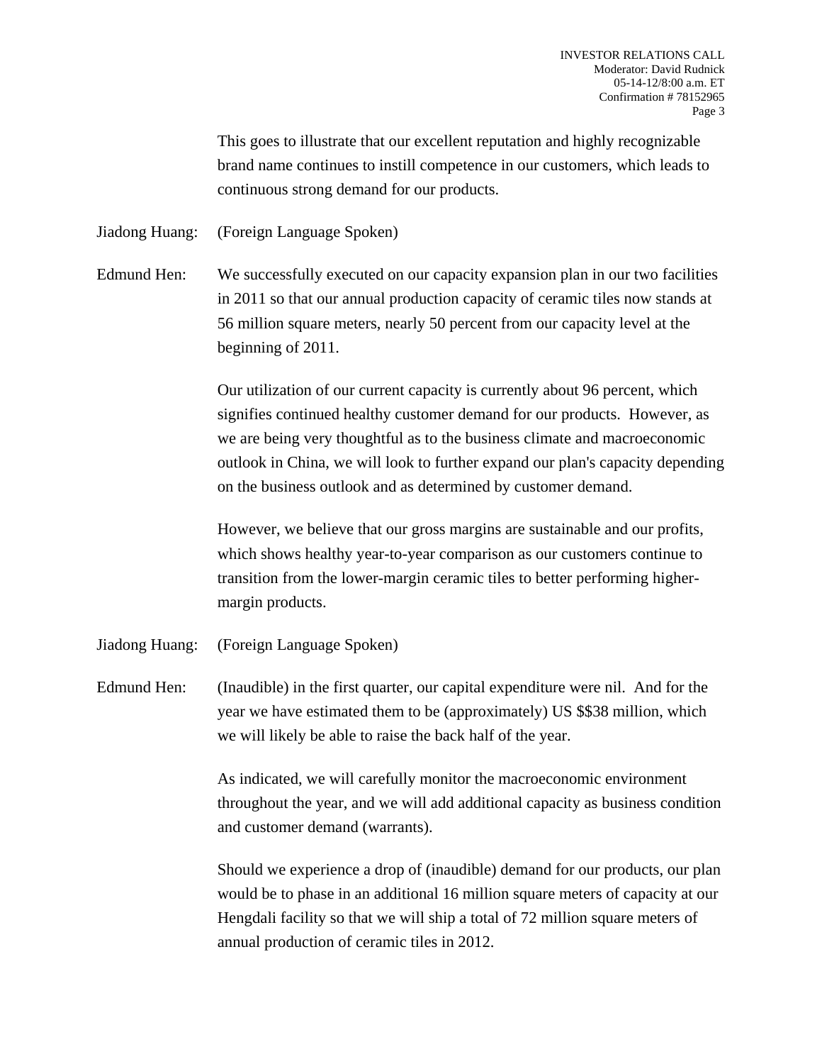This goes to illustrate that our excellent reputation and highly recognizable brand name continues to instill competence in our customers, which leads to continuous strong demand for our products.

Jiadong Huang: (Foreign Language Spoken)

Edmund Hen: We successfully executed on our capacity expansion plan in our two facilities in 2011 so that our annual production capacity of ceramic tiles now stands at 56 million square meters, nearly 50 percent from our capacity level at the beginning of 2011.

Our utilization of our current capacity is currently about 96 percent, which signifies continued healthy customer demand for our products. However, as we are being very thoughtful as to the business climate and macroeconomic outlook in China, we will look to further expand our plan's capacity depending on the business outlook and as determined by customer demand.

However, we believe that our gross margins are sustainable and our profits, which shows healthy year-to-year comparison as our customers continue to transition from the lower-margin ceramic tiles to better performing higher-margin products.

Jiadong Huang: (Foreign Language Spoken)

Edmund Hen: (Inaudible) in the first quarter, our capital expenditure were nil. And for the year we have estimated them to be (approximately) US $$38 million, which we will likely be able to raise the back half of the year.

As indicated, we will carefully monitor the macroeconomic environment throughout the year, and we will add additional capacity as business condition and customer demand (warrants).

Should we experience a drop of (inaudible) demand for our products, our plan would be to phase in an additional 16 million square meters of capacity at our Hengdali facility so that we will ship a total of 72 million square meters of annual production of ceramic tiles in 2012.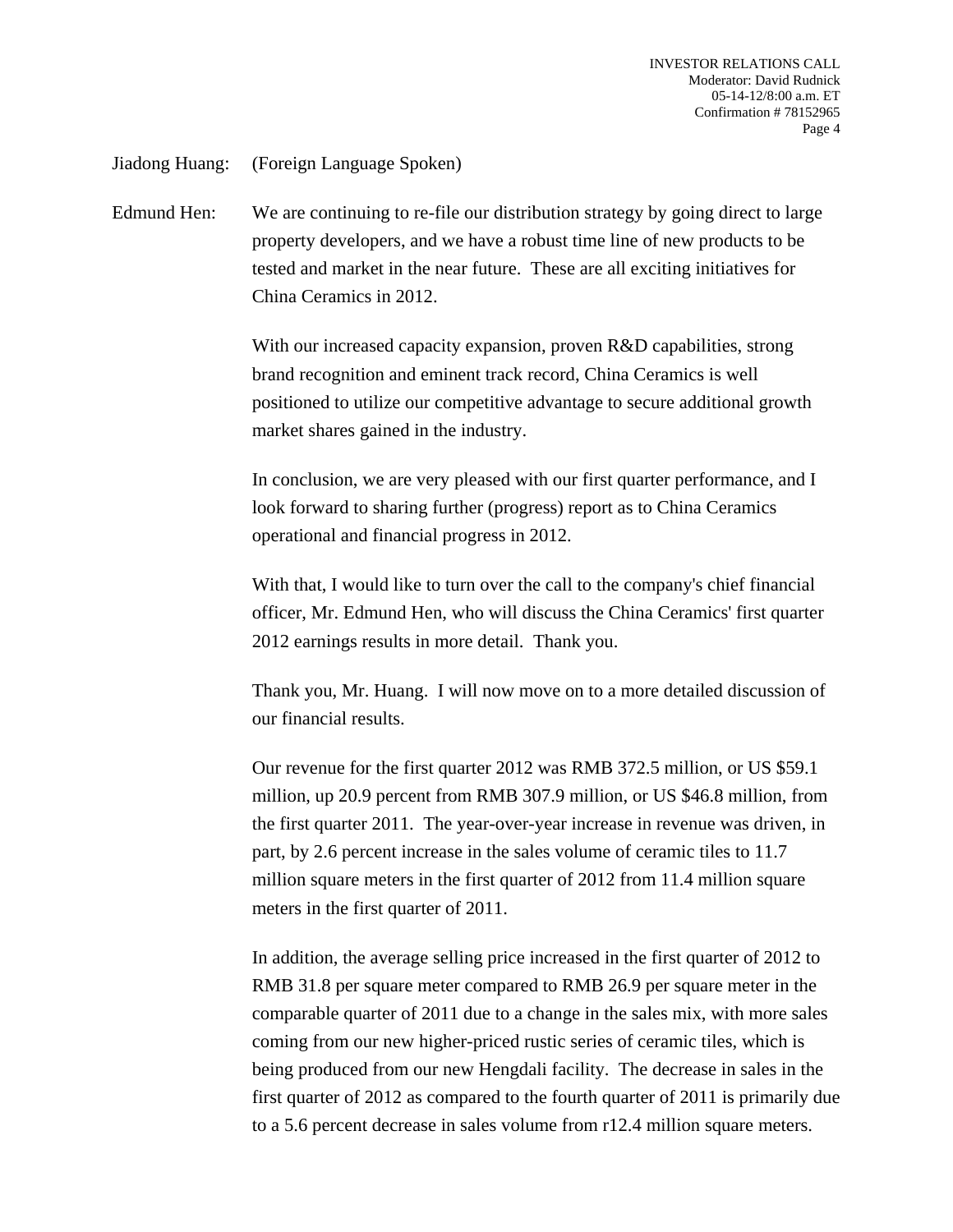Jiadong Huang: (Foreign Language Spoken)

Edmund Hen: We are continuing to re-file our distribution strategy by going direct to large property developers, and we have a robust time line of new products to be tested and market in the near future. These are all exciting initiatives for China Ceramics in 2012.

With our increased capacity expansion, proven R&D capabilities, strong brand recognition and eminent track record, China Ceramics is well positioned to utilize our competitive advantage to secure additional growth market shares gained in the industry.

In conclusion, we are very pleased with our first quarter performance, and I look forward to sharing further (progress) report as to China Ceramics operational and financial progress in 2012.

With that, I would like to turn over the call to the company's chief financial officer, Mr. Edmund Hen, who will discuss the China Ceramics' first quarter 2012 earnings results in more detail. Thank you.

Thank you, Mr. Huang. I will now move on to a more detailed discussion of our financial results.

Our revenue for the first quarter 2012 was RMB 372.5 million, or US $59.1 million, up 20.9 percent from RMB 307.9 million, or US $46.8 million, from the first quarter 2011. The year-over-year increase in revenue was driven, in part, by 2.6 percent increase in the sales volume of ceramic tiles to 11.7 million square meters in the first quarter of 2012 from 11.4 million square meters in the first quarter of 2011.

In addition, the average selling price increased in the first quarter of 2012 to RMB 31.8 per square meter compared to RMB 26.9 per square meter in the comparable quarter of 2011 due to a change in the sales mix, with more sales coming from our new higher-priced rustic series of ceramic tiles, which is being produced from our new Hengdali facility. The decrease in sales in the first quarter of 2012 as compared to the fourth quarter of 2011 is primarily due to a 5.6 percent decrease in sales volume from r12.4 million square meters.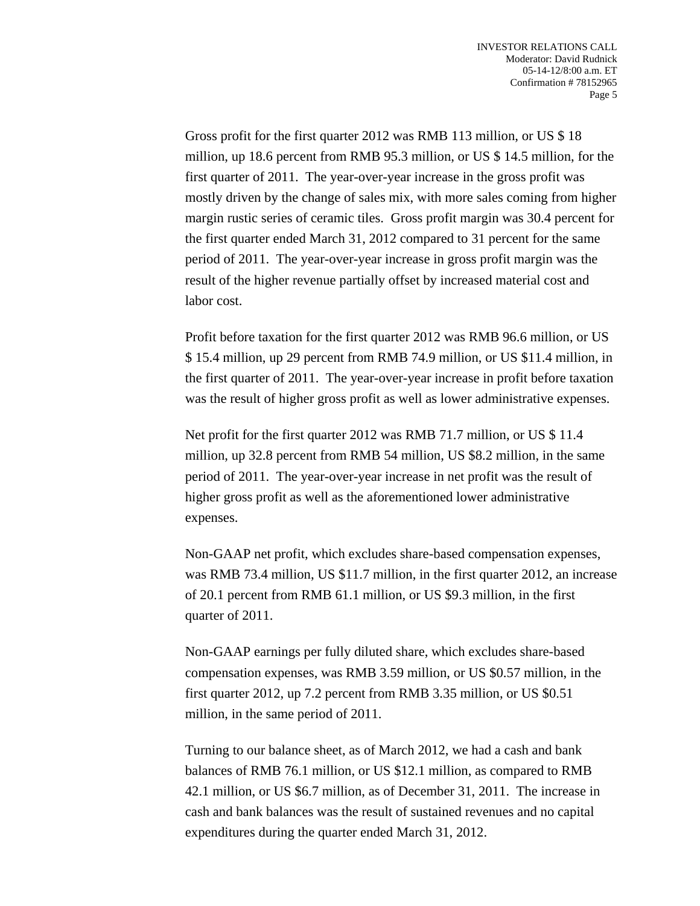Gross profit for the first quarter 2012 was RMB 113 million, or US $ 18 million, up 18.6 percent from RMB 95.3 million, or US $ 14.5 million, for the first quarter of 2011. The year-over-year increase in the gross profit was mostly driven by the change of sales mix, with more sales coming from higher margin rustic series of ceramic tiles. Gross profit margin was 30.4 percent for the first quarter ended March 31, 2012 compared to 31 percent for the same period of 2011. The year-over-year increase in gross profit margin was the result of the higher revenue partially offset by increased material cost and labor cost.

Profit before taxation for the first quarter 2012 was RMB 96.6 million, or US $ 15.4 million, up 29 percent from RMB 74.9 million, or US $11.4 million, in the first quarter of 2011. The year-over-year increase in profit before taxation was the result of higher gross profit as well as lower administrative expenses.

Net profit for the first quarter 2012 was RMB 71.7 million, or US $ 11.4 million, up 32.8 percent from RMB 54 million, US $8.2 million, in the same period of 2011. The year-over-year increase in net profit was the result of higher gross profit as well as the aforementioned lower administrative expenses.

Non-GAAP net profit, which excludes share-based compensation expenses, was RMB 73.4 million, US $11.7 million, in the first quarter 2012, an increase of 20.1 percent from RMB 61.1 million, or US $9.3 million, in the first quarter of 2011.

Non-GAAP earnings per fully diluted share, which excludes share-based compensation expenses, was RMB 3.59 million, or US $0.57 million, in the first quarter 2012, up 7.2 percent from RMB 3.35 million, or US $0.51 million, in the same period of 2011.

Turning to our balance sheet, as of March 2012, we had a cash and bank balances of RMB 76.1 million, or US $12.1 million, as compared to RMB 42.1 million, or US $6.7 million, as of December 31, 2011. The increase in cash and bank balances was the result of sustained revenues and no capital expenditures during the quarter ended March 31, 2012.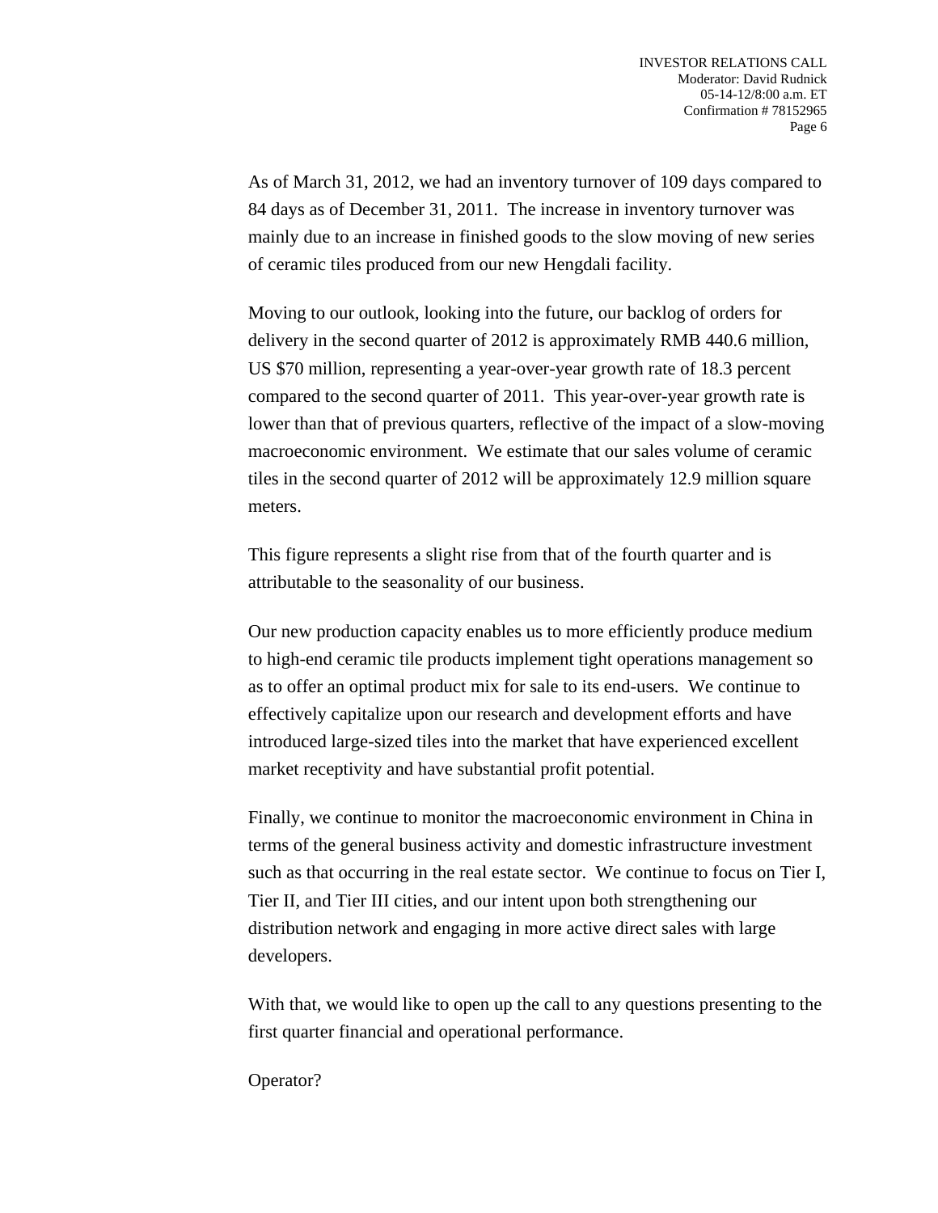As of March 31, 2012, we had an inventory turnover of 109 days compared to 84 days as of December 31, 2011. The increase in inventory turnover was mainly due to an increase in finished goods to the slow moving of new series of ceramic tiles produced from our new Hengdali facility.

Moving to our outlook, looking into the future, our backlog of orders for delivery in the second quarter of 2012 is approximately RMB 440.6 million, US $70 million, representing a year-over-year growth rate of 18.3 percent compared to the second quarter of 2011. This year-over-year growth rate is lower than that of previous quarters, reflective of the impact of a slow-moving macroeconomic environment. We estimate that our sales volume of ceramic tiles in the second quarter of 2012 will be approximately 12.9 million square meters.

This figure represents a slight rise from that of the fourth quarter and is attributable to the seasonality of our business.

Our new production capacity enables us to more efficiently produce medium to high-end ceramic tile products implement tight operations management so as to offer an optimal product mix for sale to its end-users. We continue to effectively capitalize upon our research and development efforts and have introduced large-sized tiles into the market that have experienced excellent market receptivity and have substantial profit potential.

Finally, we continue to monitor the macroeconomic environment in China in terms of the general business activity and domestic infrastructure investment such as that occurring in the real estate sector. We continue to focus on Tier I, Tier II, and Tier III cities, and our intent upon both strengthening our distribution network and engaging in more active direct sales with large developers.

With that, we would like to open up the call to any questions presenting to the first quarter financial and operational performance.

Operator?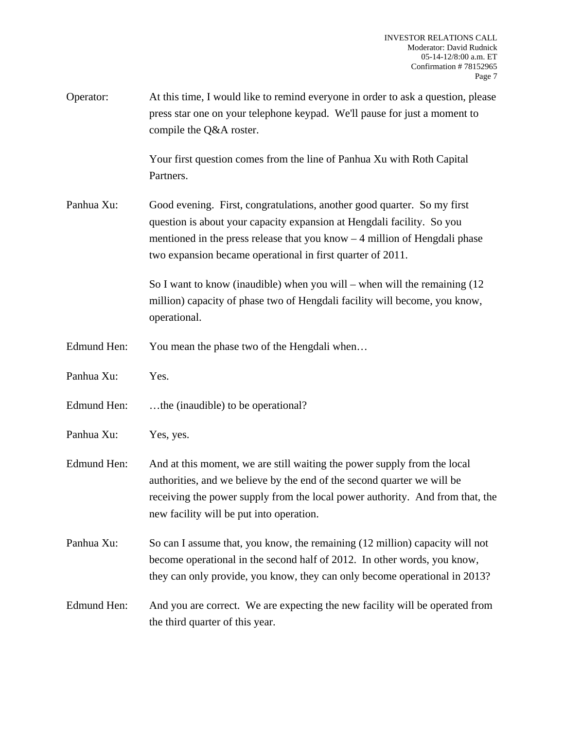Operator: At this time, I would like to remind everyone in order to ask a question, please press star one on your telephone keypad. We'll pause for just a moment to compile the Q&A roster.

Your first question comes from the line of Panhua Xu with Roth Capital Partners.

Panhua Xu: Good evening. First, congratulations, another good quarter. So my first question is about your capacity expansion at Hengdali facility. So you mentioned in the press release that you know – 4 million of Hengdali phase two expansion became operational in first quarter of 2011.

So I want to know (inaudible) when you will – when will the remaining (12 million) capacity of phase two of Hengdali facility will become, you know, operational.

Edmund Hen: You mean the phase two of the Hengdali when…

Panhua Xu: Yes.

Edmund Hen: …the (inaudible) to be operational?

Panhua Xu: Yes, yes.

Edmund Hen: And at this moment, we are still waiting the power supply from the local authorities, and we believe by the end of the second quarter we will be receiving the power supply from the local power authority. And from that, the new facility will be put into operation.

Panhua Xu: So can I assume that, you know, the remaining (12 million) capacity will not become operational in the second half of 2012. In other words, you know, they can only provide, you know, they can only become operational in 2013?

Edmund Hen: And you are correct. We are expecting the new facility will be operated from the third quarter of this year.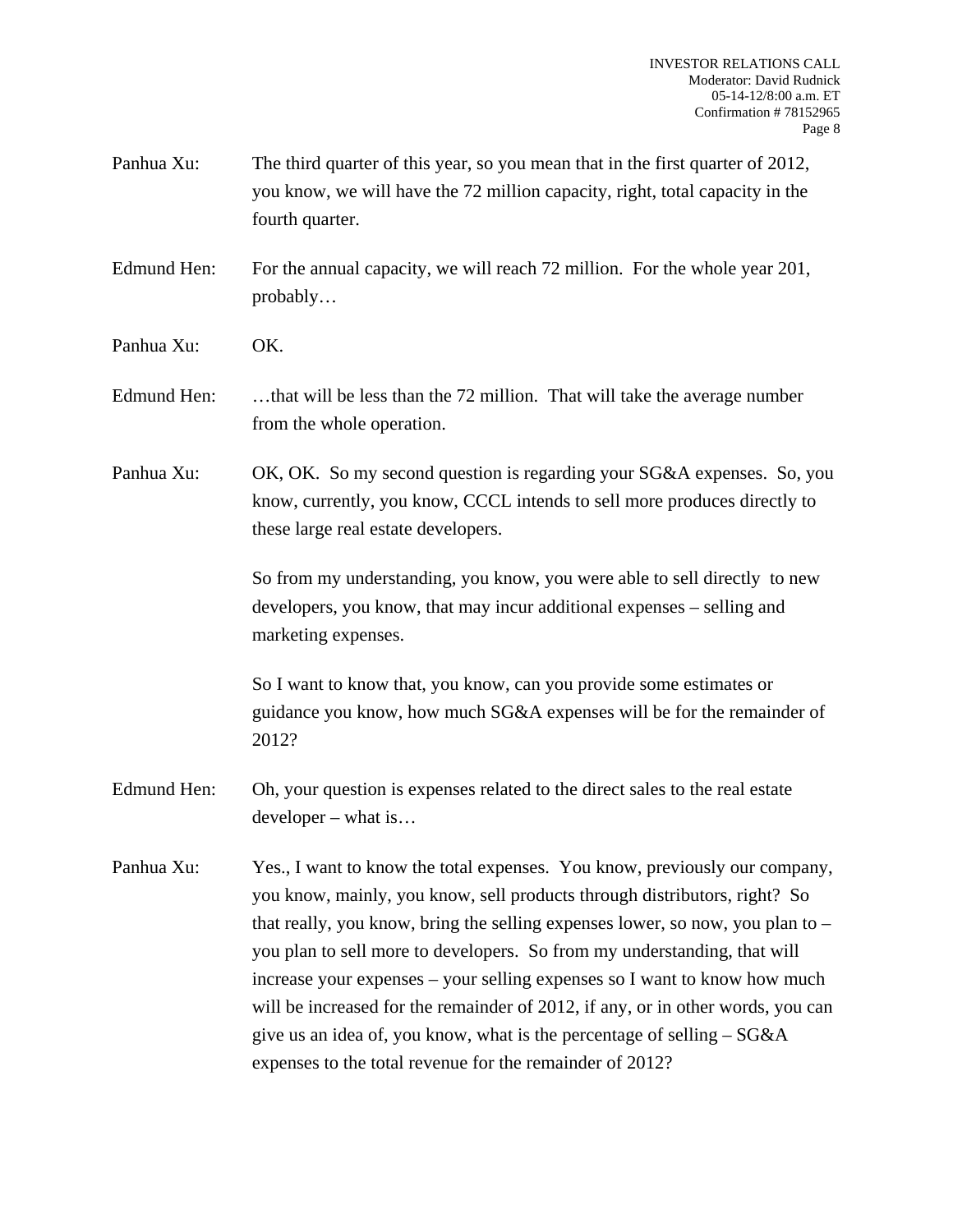Panhua Xu: The third quarter of this year, so you mean that in the first quarter of 2012, you know, we will have the 72 million capacity, right, total capacity in the fourth quarter.

Edmund Hen: For the annual capacity, we will reach 72 million. For the whole year 201, probably…

Panhua Xu: OK.

Edmund Hen: …that will be less than the 72 million. That will take the average number from the whole operation.

Panhua Xu: OK, OK. So my second question is regarding your SG&A expenses. So, you know, currently, you know, CCCL intends to sell more produces directly to these large real estate developers.

So from my understanding, you know, you were able to sell directly to new developers, you know, that may incur additional expenses – selling and marketing expenses.

So I want to know that, you know, can you provide some estimates or guidance you know, how much SG&A expenses will be for the remainder of 2012?

Edmund Hen: Oh, your question is expenses related to the direct sales to the real estate developer – what is…

Panhua Xu: Yes., I want to know the total expenses. You know, previously our company, you know, mainly, you know, sell products through distributors, right? So that really, you know, bring the selling expenses lower, so now, you plan to – you plan to sell more to developers. So from my understanding, that will increase your expenses – your selling expenses so I want to know how much will be increased for the remainder of 2012, if any, or in other words, you can give us an idea of, you know, what is the percentage of selling – SG&A expenses to the total revenue for the remainder of 2012?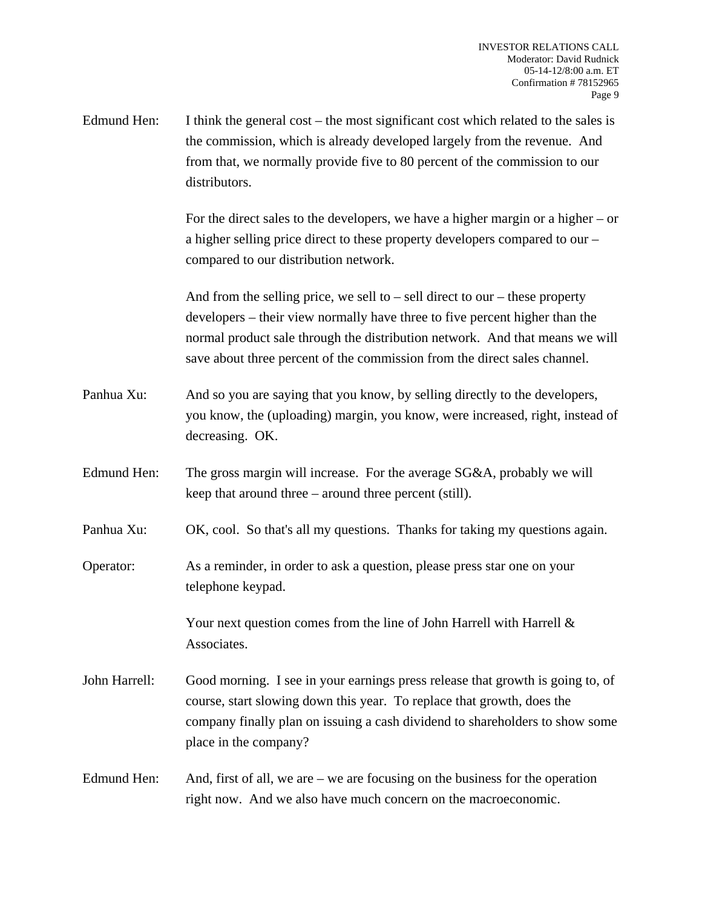Edmund Hen: I think the general cost – the most significant cost which related to the sales is the commission, which is already developed largely from the revenue. And from that, we normally provide five to 80 percent of the commission to our distributors.

For the direct sales to the developers, we have a higher margin or a higher – or a higher selling price direct to these property developers compared to our – compared to our distribution network.

And from the selling price, we sell to – sell direct to our – these property developers – their view normally have three to five percent higher than the normal product sale through the distribution network. And that means we will save about three percent of the commission from the direct sales channel.

Panhua Xu: And so you are saying that you know, by selling directly to the developers, you know, the (uploading) margin, you know, were increased, right, instead of decreasing. OK.

Edmund Hen: The gross margin will increase. For the average SG&A, probably we will keep that around three – around three percent (still).

Panhua Xu: OK, cool. So that's all my questions. Thanks for taking my questions again.

Operator: As a reminder, in order to ask a question, please press star one on your telephone keypad.

Your next question comes from the line of John Harrell with Harrell & Associates.

John Harrell: Good morning. I see in your earnings press release that growth is going to, of course, start slowing down this year. To replace that growth, does the company finally plan on issuing a cash dividend to shareholders to show some place in the company?

Edmund Hen: And, first of all, we are – we are focusing on the business for the operation right now. And we also have much concern on the macroeconomic.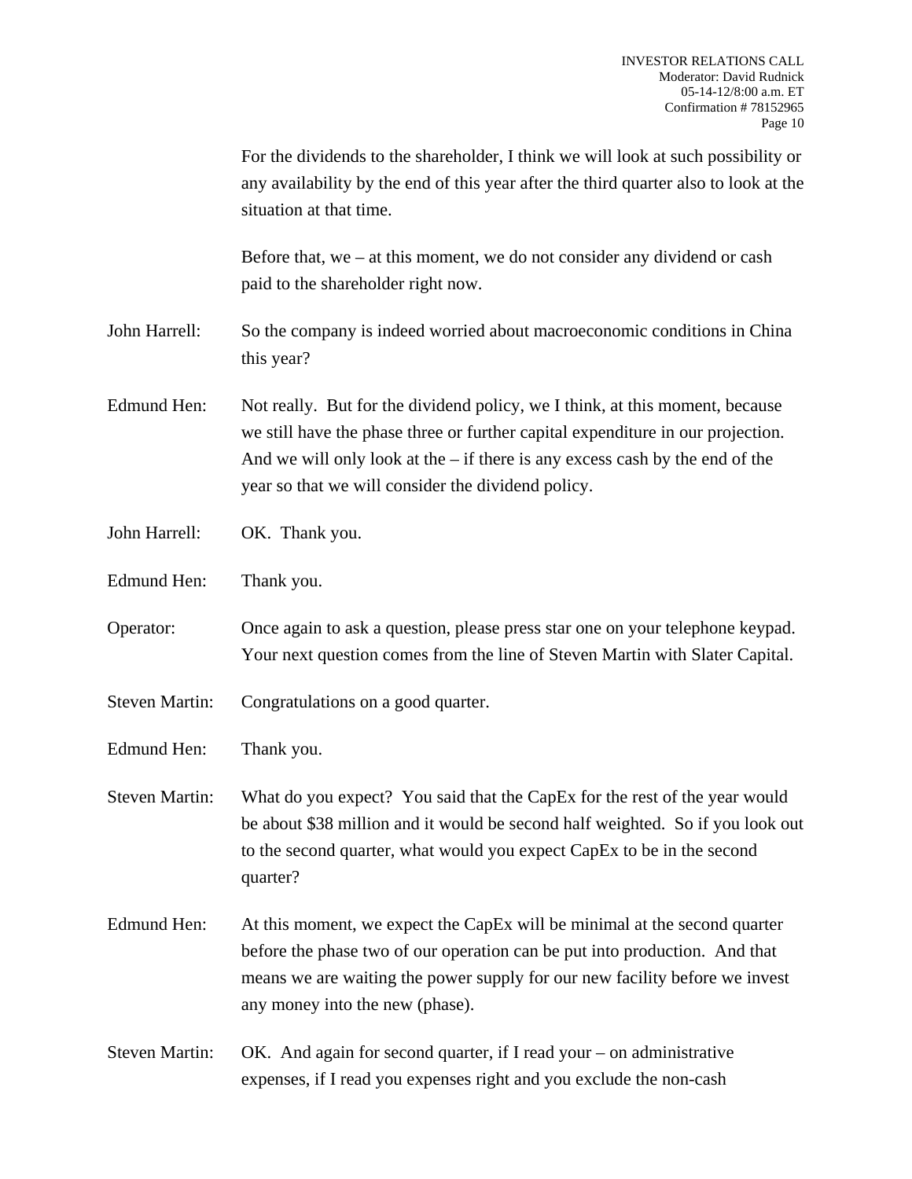For the dividends to the shareholder, I think we will look at such possibility or any availability by the end of this year after the third quarter also to look at the situation at that time.

Before that, we – at this moment, we do not consider any dividend or cash paid to the shareholder right now.

John Harrell: So the company is indeed worried about macroeconomic conditions in China this year?

Edmund Hen: Not really. But for the dividend policy, we I think, at this moment, because we still have the phase three or further capital expenditure in our projection. And we will only look at the – if there is any excess cash by the end of the year so that we will consider the dividend policy.

John Harrell: OK. Thank you.

Edmund Hen: Thank you.

Operator: Once again to ask a question, please press star one on your telephone keypad. Your next question comes from the line of Steven Martin with Slater Capital.

Steven Martin: Congratulations on a good quarter.

Edmund Hen: Thank you.

Steven Martin: What do you expect? You said that the CapEx for the rest of the year would be about $38 million and it would be second half weighted. So if you look out to the second quarter, what would you expect CapEx to be in the second quarter?

Edmund Hen: At this moment, we expect the CapEx will be minimal at the second quarter before the phase two of our operation can be put into production. And that means we are waiting the power supply for our new facility before we invest any money into the new (phase).

Steven Martin: OK. And again for second quarter, if I read your – on administrative expenses, if I read you expenses right and you exclude the non-cash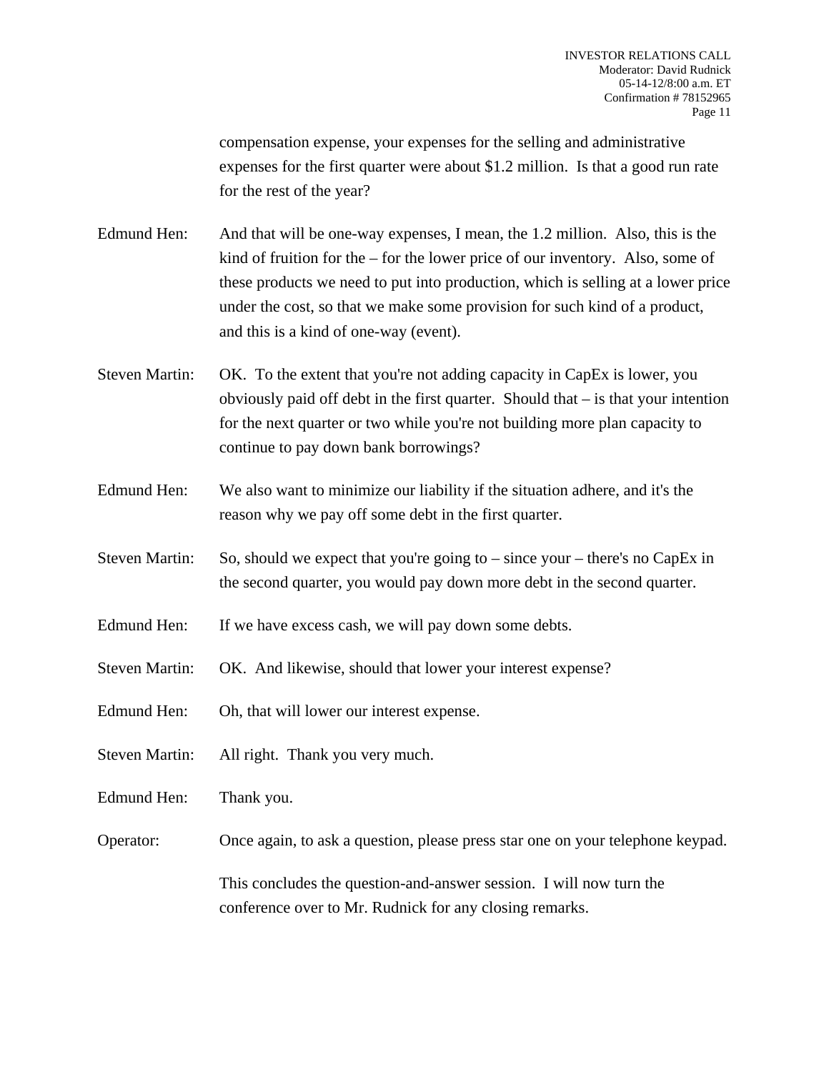compensation expense, your expenses for the selling and administrative expenses for the first quarter were about $1.2 million. Is that a good run rate for the rest of the year?

Edmund Hen: And that will be one-way expenses, I mean, the 1.2 million. Also, this is the kind of fruition for the – for the lower price of our inventory. Also, some of these products we need to put into production, which is selling at a lower price under the cost, so that we make some provision for such kind of a product, and this is a kind of one-way (event).

Steven Martin: OK. To the extent that you're not adding capacity in CapEx is lower, you obviously paid off debt in the first quarter. Should that – is that your intention for the next quarter or two while you're not building more plan capacity to continue to pay down bank borrowings?

Edmund Hen: We also want to minimize our liability if the situation adhere, and it's the reason why we pay off some debt in the first quarter.

Steven Martin: So, should we expect that you're going to – since your – there's no CapEx in the second quarter, you would pay down more debt in the second quarter.

Edmund Hen: If we have excess cash, we will pay down some debts.

Steven Martin: OK. And likewise, should that lower your interest expense?

Edmund Hen: Oh, that will lower our interest expense.

Steven Martin: All right. Thank you very much.

Edmund Hen: Thank you.

Operator: Once again, to ask a question, please press star one on your telephone keypad.

This concludes the question-and-answer session. I will now turn the conference over to Mr. Rudnick for any closing remarks.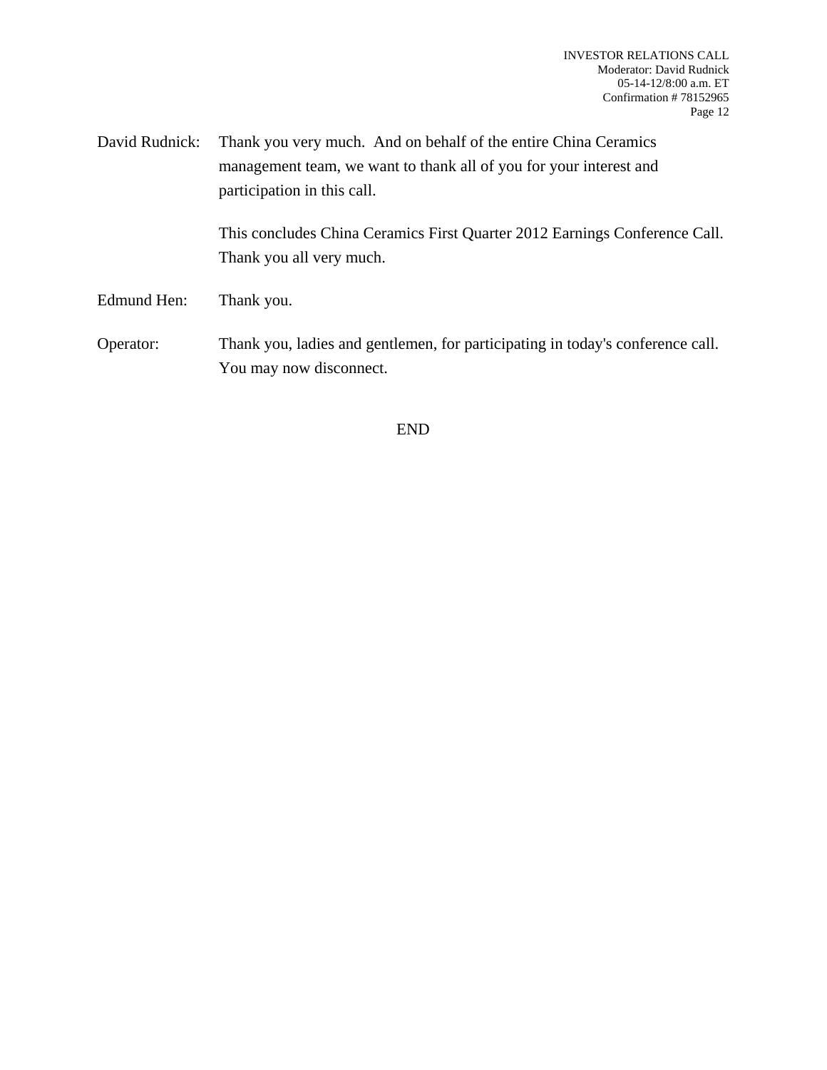David Rudnick: Thank you very much. And on behalf of the entire China Ceramics management team, we want to thank all of you for your interest and participation in this call.

This concludes China Ceramics First Quarter 2012 Earnings Conference Call. Thank you all very much.

Edmund Hen: Thank you.

Operator: Thank you, ladies and gentlemen, for participating in today's conference call. You may now disconnect.

END